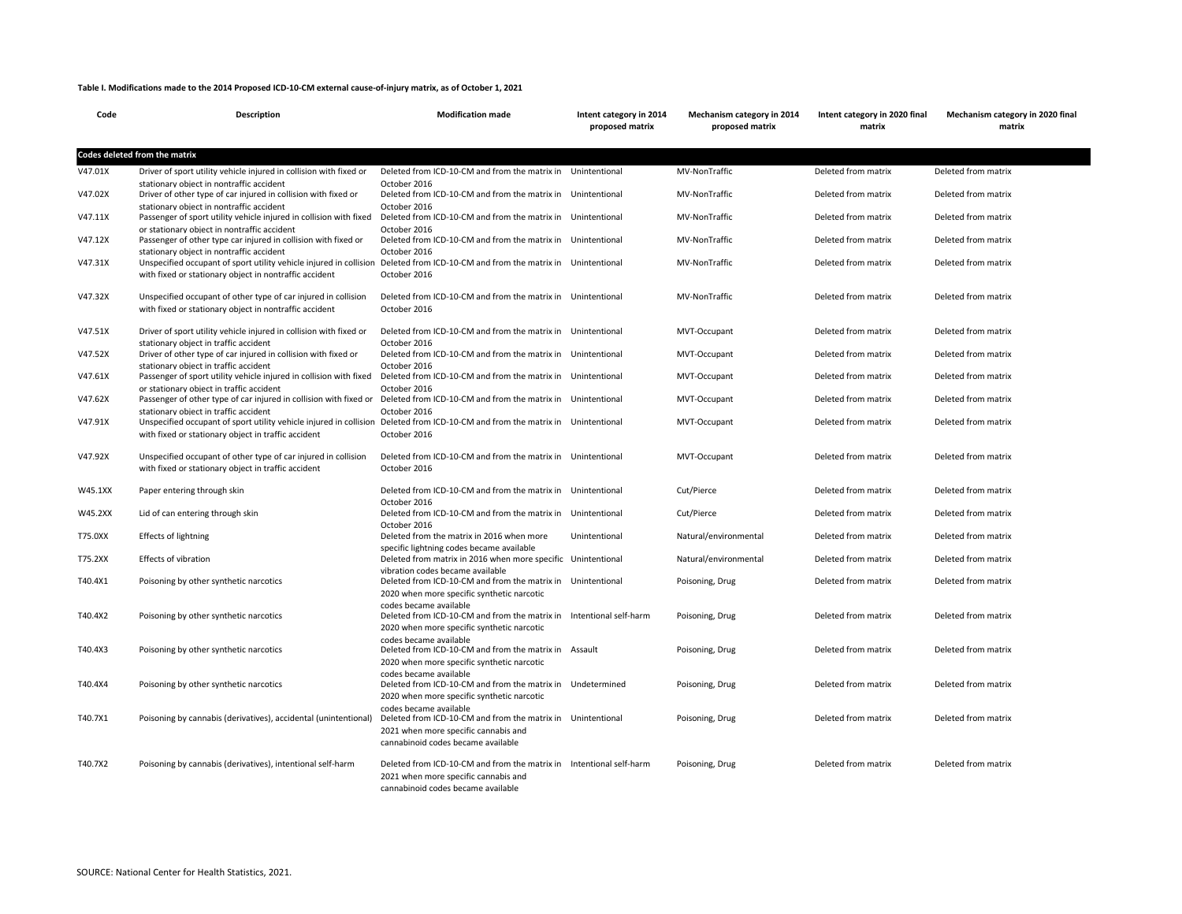**Table I. Modifications made to the 2014 Proposed ICD-10-CM external cause-of-injury matrix, as of October 1, 2021**

| Code | Description | Modification made | Intent category in 2014 proposed matrix | Mechanism category in 2014 proposed matrix | Intent category in 2020 final matrix | Mechanism category in 2020 final matrix |
|---|---|---|---|---|---|---|
| **Codes deleted from the matrix** | | | | | | |
| V47.01X | Driver of sport utility vehicle injured in collision with fixed or stationary object in nontraffic accident | Deleted from ICD-10-CM and from the matrix in October 2016 | Unintentional | MV-NonTraffic | Deleted from matrix | Deleted from matrix |
| V47.02X | Driver of other type of car injured in collision with fixed or stationary object in nontraffic accident | Deleted from ICD-10-CM and from the matrix in October 2016 | Unintentional | MV-NonTraffic | Deleted from matrix | Deleted from matrix |
| V47.11X | Passenger of sport utility vehicle injured in collision with fixed or stationary object in nontraffic accident | Deleted from ICD-10-CM and from the matrix in October 2016 | Unintentional | MV-NonTraffic | Deleted from matrix | Deleted from matrix |
| V47.12X | Passenger of other type car injured in collision with fixed or stationary object in nontraffic accident | Deleted from ICD-10-CM and from the matrix in October 2016 | Unintentional | MV-NonTraffic | Deleted from matrix | Deleted from matrix |
| V47.31X | Unspecified occupant of sport utility vehicle injured in collision with fixed or stationary object in nontraffic accident | Deleted from ICD-10-CM and from the matrix in October 2016 | Unintentional | MV-NonTraffic | Deleted from matrix | Deleted from matrix |
| V47.32X | Unspecified occupant of other type of car injured in collision with fixed or stationary object in nontraffic accident | Deleted from ICD-10-CM and from the matrix in October 2016 | Unintentional | MV-NonTraffic | Deleted from matrix | Deleted from matrix |
| V47.51X | Driver of sport utility vehicle injured in collision with fixed or stationary object in traffic accident | Deleted from ICD-10-CM and from the matrix in October 2016 | Unintentional | MVT-Occupant | Deleted from matrix | Deleted from matrix |
| V47.52X | Driver of other type of car injured in collision with fixed or stationary object in traffic accident | Deleted from ICD-10-CM and from the matrix in October 2016 | Unintentional | MVT-Occupant | Deleted from matrix | Deleted from matrix |
| V47.61X | Passenger of sport utility vehicle injured in collision with fixed or stationary object in traffic accident | Deleted from ICD-10-CM and from the matrix in October 2016 | Unintentional | MVT-Occupant | Deleted from matrix | Deleted from matrix |
| V47.62X | Passenger of other type of car injured in collision with fixed or stationary object in traffic accident | Deleted from ICD-10-CM and from the matrix in October 2016 | Unintentional | MVT-Occupant | Deleted from matrix | Deleted from matrix |
| V47.91X | Unspecified occupant of sport utility vehicle injured in collision with fixed or stationary object in traffic accident | Deleted from ICD-10-CM and from the matrix in October 2016 | Unintentional | MVT-Occupant | Deleted from matrix | Deleted from matrix |
| V47.92X | Unspecified occupant of other type of car injured in collision with fixed or stationary object in traffic accident | Deleted from ICD-10-CM and from the matrix in October 2016 | Unintentional | MVT-Occupant | Deleted from matrix | Deleted from matrix |
| W45.1XX | Paper entering through skin | Deleted from ICD-10-CM and from the matrix in October 2016 | Unintentional | Cut/Pierce | Deleted from matrix | Deleted from matrix |
| W45.2XX | Lid of can entering through skin | Deleted from ICD-10-CM and from the matrix in October 2016 | Unintentional | Cut/Pierce | Deleted from matrix | Deleted from matrix |
| T75.0XX | Effects of lightning | Deleted from the matrix in 2016 when more specific lightning codes became available | Unintentional | Natural/environmental | Deleted from matrix | Deleted from matrix |
| T75.2XX | Effects of vibration | Deleted from matrix in 2016 when more specific vibration codes became available | Unintentional | Natural/environmental | Deleted from matrix | Deleted from matrix |
| T40.4X1 | Poisoning by other synthetic narcotics | Deleted from ICD-10-CM and from the matrix in 2020 when more specific synthetic narcotic codes became available | Unintentional | Poisoning, Drug | Deleted from matrix | Deleted from matrix |
| T40.4X2 | Poisoning by other synthetic narcotics | Deleted from ICD-10-CM and from the matrix in 2020 when more specific synthetic narcotic codes became available | Intentional self-harm | Poisoning, Drug | Deleted from matrix | Deleted from matrix |
| T40.4X3 | Poisoning by other synthetic narcotics | Deleted from ICD-10-CM and from the matrix in 2020 when more specific synthetic narcotic codes became available | Assault | Poisoning, Drug | Deleted from matrix | Deleted from matrix |
| T40.4X4 | Poisoning by other synthetic narcotics | Deleted from ICD-10-CM and from the matrix in 2020 when more specific synthetic narcotic codes became available | Undetermined | Poisoning, Drug | Deleted from matrix | Deleted from matrix |
| T40.7X1 | Poisoning by cannabis (derivatives), accidental (unintentional) | Deleted from ICD-10-CM and from the matrix in 2021 when more specific cannabis and cannabinoid codes became available | Unintentional | Poisoning, Drug | Deleted from matrix | Deleted from matrix |
| T40.7X2 | Poisoning by cannabis (derivatives), intentional self-harm | Deleted from ICD-10-CM and from the matrix in 2021 when more specific cannabis and cannabinoid codes became available | Intentional self-harm | Poisoning, Drug | Deleted from matrix | Deleted from matrix |

SOURCE: National Center for Health Statistics, 2021.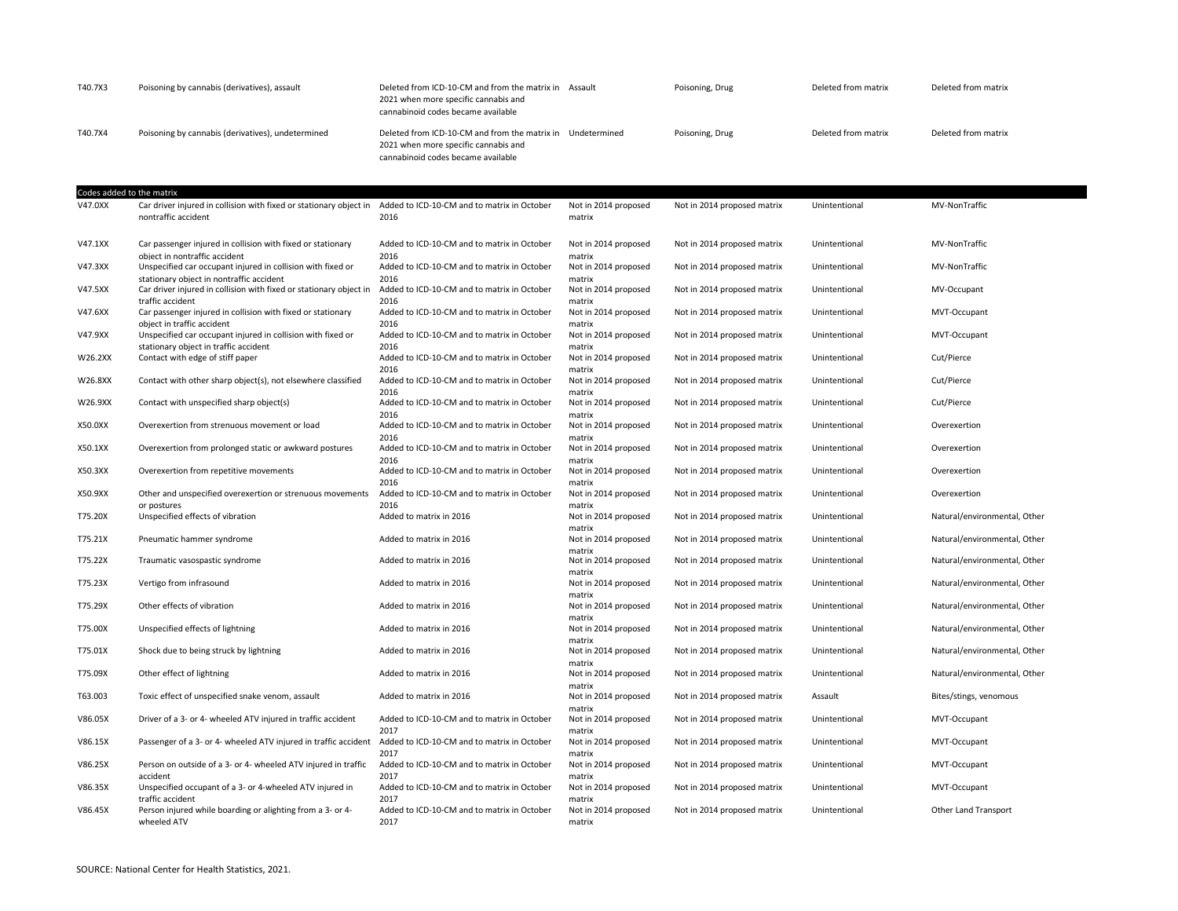| | | | | | | |
|---|---|---|---|---|---|---|
| T40.7X3 | Poisoning by cannabis (derivatives), assault | Deleted from ICD-10-CM and from the matrix in 2021 when more specific cannabis and cannabinoid codes became available | Assault | Poisoning, Drug | Deleted from matrix | Deleted from matrix |
| T40.7X4 | Poisoning by cannabis (derivatives), undetermined | Deleted from ICD-10-CM and from the matrix in 2021 when more specific cannabis and cannabinoid codes became available | Undetermined | Poisoning, Drug | Deleted from matrix | Deleted from matrix |
| **Codes added to the matrix** | | | | | | |
| V47.0XX | Car driver injured in collision with fixed or stationary object in nontraffic accident | Added to ICD-10-CM and to matrix in October 2016 | Not in 2014 proposed matrix | Not in 2014 proposed matrix | Unintentional | MV-NonTraffic |
| V47.1XX | Car passenger injured in collision with fixed or stationary object in nontraffic accident | Added to ICD-10-CM and to matrix in October 2016 | Not in 2014 proposed matrix | Not in 2014 proposed matrix | Unintentional | MV-NonTraffic |
| V47.3XX | Unspecified car occupant injured in collision with fixed or stationary object in nontraffic accident | Added to ICD-10-CM and to matrix in October 2016 | Not in 2014 proposed matrix | Not in 2014 proposed matrix | Unintentional | MV-NonTraffic |
| V47.5XX | Car driver injured in collision with fixed or stationary object in traffic accident | Added to ICD-10-CM and to matrix in October 2016 | Not in 2014 proposed matrix | Not in 2014 proposed matrix | Unintentional | MV-Occupant |
| V47.6XX | Car passenger injured in collision with fixed or stationary object in traffic accident | Added to ICD-10-CM and to matrix in October 2016 | Not in 2014 proposed matrix | Not in 2014 proposed matrix | Unintentional | MVT-Occupant |
| V47.9XX | Unspecified car occupant injured in collision with fixed or stationary object in traffic accident | Added to ICD-10-CM and to matrix in October 2016 | Not in 2014 proposed matrix | Not in 2014 proposed matrix | Unintentional | MVT-Occupant |
| W26.2XX | Contact with edge of stiff paper | Added to ICD-10-CM and to matrix in October 2016 | Not in 2014 proposed matrix | Not in 2014 proposed matrix | Unintentional | Cut/Pierce |
| W26.8XX | Contact with other sharp object(s), not elsewhere classified | Added to ICD-10-CM and to matrix in October 2016 | Not in 2014 proposed matrix | Not in 2014 proposed matrix | Unintentional | Cut/Pierce |
| W26.9XX | Contact with unspecified sharp object(s) | Added to ICD-10-CM and to matrix in October 2016 | Not in 2014 proposed matrix | Not in 2014 proposed matrix | Unintentional | Cut/Pierce |
| X50.0XX | Overexertion from strenuous movement or load | Added to ICD-10-CM and to matrix in October 2016 | Not in 2014 proposed matrix | Not in 2014 proposed matrix | Unintentional | Overexertion |
| X50.1XX | Overexertion from prolonged static or awkward postures | Added to ICD-10-CM and to matrix in October 2016 | Not in 2014 proposed matrix | Not in 2014 proposed matrix | Unintentional | Overexertion |
| X50.3XX | Overexertion from repetitive movements | Added to ICD-10-CM and to matrix in October 2016 | Not in 2014 proposed matrix | Not in 2014 proposed matrix | Unintentional | Overexertion |
| X50.9XX | Other and unspecified overexertion or strenuous movements or postures | Added to ICD-10-CM and to matrix in October 2016 | Not in 2014 proposed matrix | Not in 2014 proposed matrix | Unintentional | Overexertion |
| T75.20X | Unspecified effects of vibration | Added to matrix in 2016 | Not in 2014 proposed matrix | Not in 2014 proposed matrix | Unintentional | Natural/environmental, Other |
| T75.21X | Pneumatic hammer syndrome | Added to matrix in 2016 | Not in 2014 proposed matrix | Not in 2014 proposed matrix | Unintentional | Natural/environmental, Other |
| T75.22X | Traumatic vasospastic syndrome | Added to matrix in 2016 | Not in 2014 proposed matrix | Not in 2014 proposed matrix | Unintentional | Natural/environmental, Other |
| T75.23X | Vertigo from infrasound | Added to matrix in 2016 | Not in 2014 proposed matrix | Not in 2014 proposed matrix | Unintentional | Natural/environmental, Other |
| T75.29X | Other effects of vibration | Added to matrix in 2016 | Not in 2014 proposed matrix | Not in 2014 proposed matrix | Unintentional | Natural/environmental, Other |
| T75.00X | Unspecified effects of lightning | Added to matrix in 2016 | Not in 2014 proposed matrix | Not in 2014 proposed matrix | Unintentional | Natural/environmental, Other |
| T75.01X | Shock due to being struck by lightning | Added to matrix in 2016 | Not in 2014 proposed matrix | Not in 2014 proposed matrix | Unintentional | Natural/environmental, Other |
| T75.09X | Other effect of lightning | Added to matrix in 2016 | Not in 2014 proposed matrix | Not in 2014 proposed matrix | Unintentional | Natural/environmental, Other |
| T63.003 | Toxic effect of unspecified snake venom, assault | Added to matrix in 2016 | Not in 2014 proposed matrix | Not in 2014 proposed matrix | Assault | Bites/stings, venomous |
| V86.05X | Driver of a 3- or 4- wheeled ATV injured in traffic accident | Added to ICD-10-CM and to matrix in October 2017 | Not in 2014 proposed matrix | Not in 2014 proposed matrix | Unintentional | MVT-Occupant |
| V86.15X | Passenger of a 3- or 4- wheeled ATV injured in traffic accident | Added to ICD-10-CM and to matrix in October 2017 | Not in 2014 proposed matrix | Not in 2014 proposed matrix | Unintentional | MVT-Occupant |
| V86.25X | Person on outside of a 3- or 4- wheeled ATV injured in traffic accident | Added to ICD-10-CM and to matrix in October 2017 | Not in 2014 proposed matrix | Not in 2014 proposed matrix | Unintentional | MVT-Occupant |
| V86.35X | Unspecified occupant of a 3- or 4-wheeled ATV injured in traffic accident | Added to ICD-10-CM and to matrix in October 2017 | Not in 2014 proposed matrix | Not in 2014 proposed matrix | Unintentional | MVT-Occupant |
| V86.45X | Person injured while boarding or alighting from a 3- or 4- wheeled ATV | Added to ICD-10-CM and to matrix in October 2017 | Not in 2014 proposed matrix | Not in 2014 proposed matrix | Unintentional | Other Land Transport |

SOURCE: National Center for Health Statistics, 2021.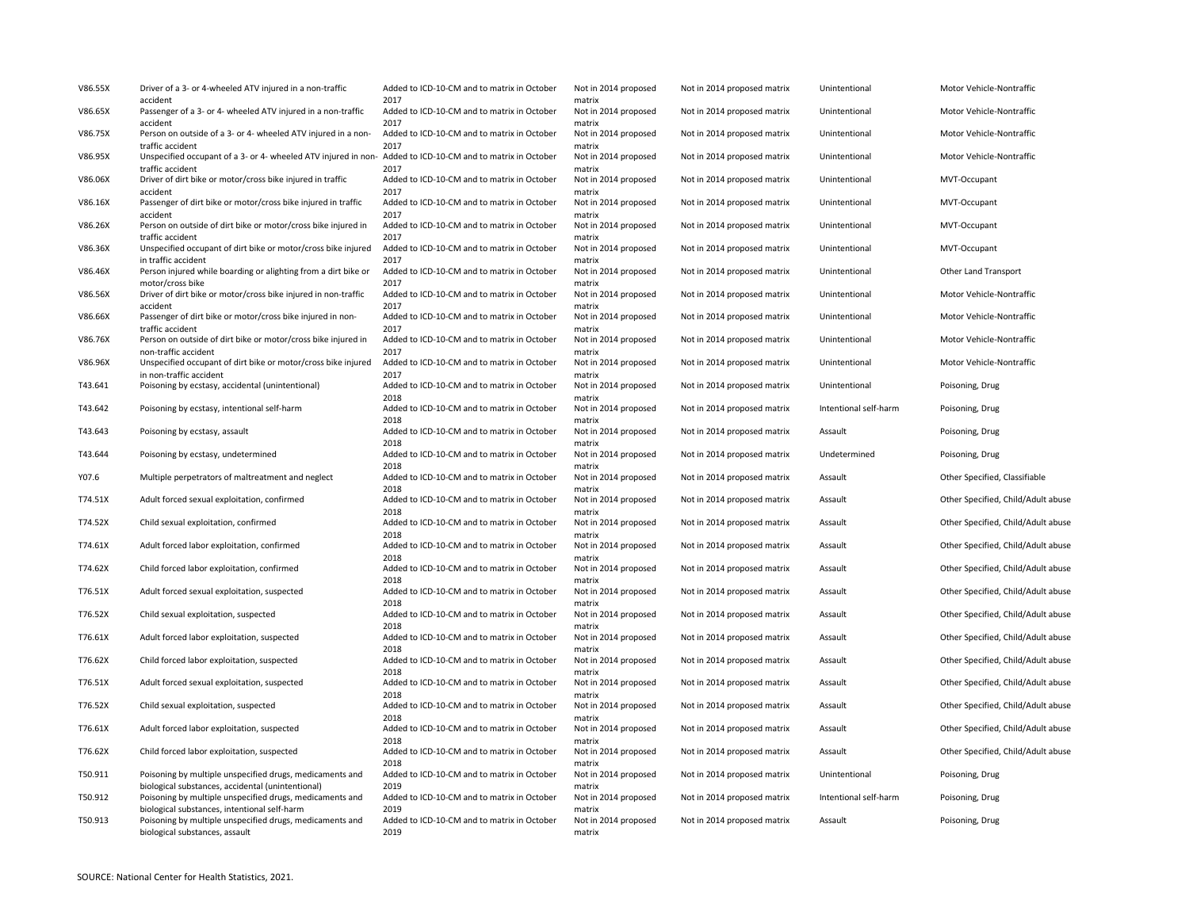| | | | | | | |
|---|---|---|---|---|---|---|
| V86.55X | Driver of a 3- or 4-wheeled ATV injured in a non-traffic accident | Added to ICD-10-CM and to matrix in October 2017 | Not in 2014 proposed matrix | Not in 2014 proposed matrix | Unintentional | Motor Vehicle-Nontraffic |
| V86.65X | Passenger of a 3- or 4- wheeled ATV injured in a non-traffic accident | Added to ICD-10-CM and to matrix in October 2017 | Not in 2014 proposed matrix | Not in 2014 proposed matrix | Unintentional | Motor Vehicle-Nontraffic |
| V86.75X | Person on outside of a 3- or 4- wheeled ATV injured in a non-traffic accident | Added to ICD-10-CM and to matrix in October 2017 | Not in 2014 proposed matrix | Not in 2014 proposed matrix | Unintentional | Motor Vehicle-Nontraffic |
| V86.95X | Unspecified occupant of a 3- or 4- wheeled ATV injured in non-traffic accident | Added to ICD-10-CM and to matrix in October 2017 | Not in 2014 proposed matrix | Not in 2014 proposed matrix | Unintentional | Motor Vehicle-Nontraffic |
| V86.06X | Driver of dirt bike or motor/cross bike injured in traffic accident | Added to ICD-10-CM and to matrix in October 2017 | Not in 2014 proposed matrix | Not in 2014 proposed matrix | Unintentional | MVT-Occupant |
| V86.16X | Passenger of dirt bike or motor/cross bike injured in traffic accident | Added to ICD-10-CM and to matrix in October 2017 | Not in 2014 proposed matrix | Not in 2014 proposed matrix | Unintentional | MVT-Occupant |
| V86.26X | Person on outside of dirt bike or motor/cross bike injured in traffic accident | Added to ICD-10-CM and to matrix in October 2017 | Not in 2014 proposed matrix | Not in 2014 proposed matrix | Unintentional | MVT-Occupant |
| V86.36X | Unspecified occupant of dirt bike or motor/cross bike injured in traffic accident | Added to ICD-10-CM and to matrix in October 2017 | Not in 2014 proposed matrix | Not in 2014 proposed matrix | Unintentional | MVT-Occupant |
| V86.46X | Person injured while boarding or alighting from a dirt bike or motor/cross bike | Added to ICD-10-CM and to matrix in October 2017 | Not in 2014 proposed matrix | Not in 2014 proposed matrix | Unintentional | Other Land Transport |
| V86.56X | Driver of dirt bike or motor/cross bike injured in non-traffic accident | Added to ICD-10-CM and to matrix in October 2017 | Not in 2014 proposed matrix | Not in 2014 proposed matrix | Unintentional | Motor Vehicle-Nontraffic |
| V86.66X | Passenger of dirt bike or motor/cross bike injured in non-traffic accident | Added to ICD-10-CM and to matrix in October 2017 | Not in 2014 proposed matrix | Not in 2014 proposed matrix | Unintentional | Motor Vehicle-Nontraffic |
| V86.76X | Person on outside of dirt bike or motor/cross bike injured in non-traffic accident | Added to ICD-10-CM and to matrix in October 2017 | Not in 2014 proposed matrix | Not in 2014 proposed matrix | Unintentional | Motor Vehicle-Nontraffic |
| V86.96X | Unspecified occupant of dirt bike or motor/cross bike injured in non-traffic accident | Added to ICD-10-CM and to matrix in October 2017 | Not in 2014 proposed matrix | Not in 2014 proposed matrix | Unintentional | Motor Vehicle-Nontraffic |
| T43.641 | Poisoning by ecstasy, accidental (unintentional) | Added to ICD-10-CM and to matrix in October 2018 | Not in 2014 proposed matrix | Not in 2014 proposed matrix | Unintentional | Poisoning, Drug |
| T43.642 | Poisoning by ecstasy, intentional self-harm | Added to ICD-10-CM and to matrix in October 2018 | Not in 2014 proposed matrix | Not in 2014 proposed matrix | Intentional self-harm | Poisoning, Drug |
| T43.643 | Poisoning by ecstasy, assault | Added to ICD-10-CM and to matrix in October 2018 | Not in 2014 proposed matrix | Not in 2014 proposed matrix | Assault | Poisoning, Drug |
| T43.644 | Poisoning by ecstasy, undetermined | Added to ICD-10-CM and to matrix in October 2018 | Not in 2014 proposed matrix | Not in 2014 proposed matrix | Undetermined | Poisoning, Drug |
| Y07.6 | Multiple perpetrators of maltreatment and neglect | Added to ICD-10-CM and to matrix in October 2018 | Not in 2014 proposed matrix | Not in 2014 proposed matrix | Assault | Other Specified, Classifiable |
| T74.51X | Adult forced sexual exploitation, confirmed | Added to ICD-10-CM and to matrix in October 2018 | Not in 2014 proposed matrix | Not in 2014 proposed matrix | Assault | Other Specified, Child/Adult abuse |
| T74.52X | Child sexual exploitation, confirmed | Added to ICD-10-CM and to matrix in October 2018 | Not in 2014 proposed matrix | Not in 2014 proposed matrix | Assault | Other Specified, Child/Adult abuse |
| T74.61X | Adult forced labor exploitation, confirmed | Added to ICD-10-CM and to matrix in October 2018 | Not in 2014 proposed matrix | Not in 2014 proposed matrix | Assault | Other Specified, Child/Adult abuse |
| T74.62X | Child forced labor exploitation, confirmed | Added to ICD-10-CM and to matrix in October 2018 | Not in 2014 proposed matrix | Not in 2014 proposed matrix | Assault | Other Specified, Child/Adult abuse |
| T76.51X | Adult forced sexual exploitation, suspected | Added to ICD-10-CM and to matrix in October 2018 | Not in 2014 proposed matrix | Not in 2014 proposed matrix | Assault | Other Specified, Child/Adult abuse |
| T76.52X | Child sexual exploitation, suspected | Added to ICD-10-CM and to matrix in October 2018 | Not in 2014 proposed matrix | Not in 2014 proposed matrix | Assault | Other Specified, Child/Adult abuse |
| T76.61X | Adult forced labor exploitation, suspected | Added to ICD-10-CM and to matrix in October 2018 | Not in 2014 proposed matrix | Not in 2014 proposed matrix | Assault | Other Specified, Child/Adult abuse |
| T76.62X | Child forced labor exploitation, suspected | Added to ICD-10-CM and to matrix in October 2018 | Not in 2014 proposed matrix | Not in 2014 proposed matrix | Assault | Other Specified, Child/Adult abuse |
| T76.51X | Adult forced sexual exploitation, suspected | Added to ICD-10-CM and to matrix in October 2018 | Not in 2014 proposed matrix | Not in 2014 proposed matrix | Assault | Other Specified, Child/Adult abuse |
| T76.52X | Child sexual exploitation, suspected | Added to ICD-10-CM and to matrix in October 2018 | Not in 2014 proposed matrix | Not in 2014 proposed matrix | Assault | Other Specified, Child/Adult abuse |
| T76.61X | Adult forced labor exploitation, suspected | Added to ICD-10-CM and to matrix in October 2018 | Not in 2014 proposed matrix | Not in 2014 proposed matrix | Assault | Other Specified, Child/Adult abuse |
| T76.62X | Child forced labor exploitation, suspected | Added to ICD-10-CM and to matrix in October 2018 | Not in 2014 proposed matrix | Not in 2014 proposed matrix | Assault | Other Specified, Child/Adult abuse |
| T50.911 | Poisoning by multiple unspecified drugs, medicaments and biological substances, accidental (unintentional) | Added to ICD-10-CM and to matrix in October 2019 | Not in 2014 proposed matrix | Not in 2014 proposed matrix | Unintentional | Poisoning, Drug |
| T50.912 | Poisoning by multiple unspecified drugs, medicaments and biological substances, intentional self-harm | Added to ICD-10-CM and to matrix in October 2019 | Not in 2014 proposed matrix | Not in 2014 proposed matrix | Intentional self-harm | Poisoning, Drug |
| T50.913 | Poisoning by multiple unspecified drugs, medicaments and biological substances, assault | Added to ICD-10-CM and to matrix in October 2019 | Not in 2014 proposed matrix | Not in 2014 proposed matrix | Assault | Poisoning, Drug |

SOURCE: National Center for Health Statistics, 2021.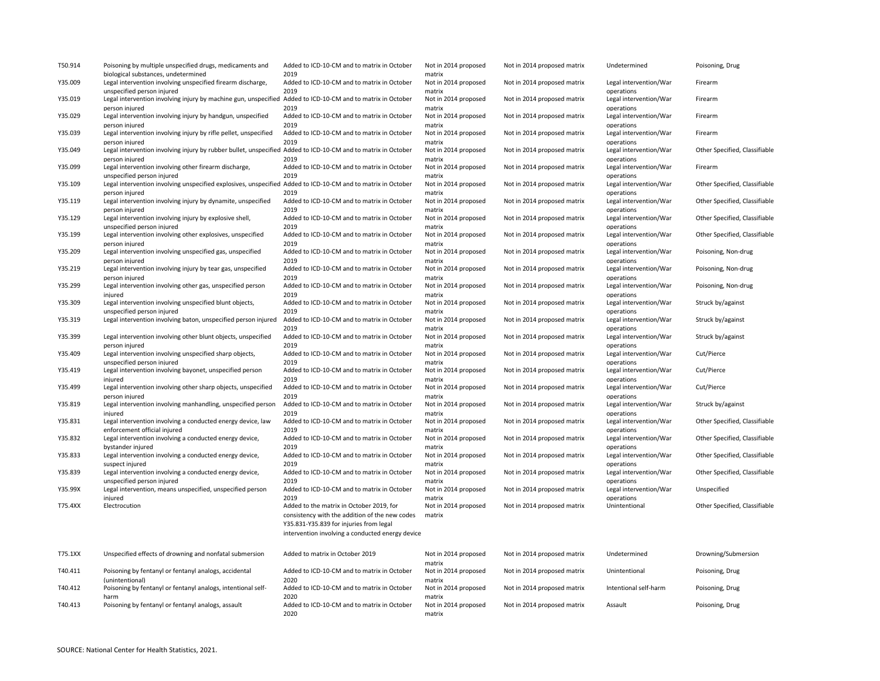| | | | | | | |
|---|---|---|---|---|---|---|
| T50.914 | Poisoning by multiple unspecified drugs, medicaments and biological substances, undetermined | Added to ICD-10-CM and to matrix in October 2019 | Not in 2014 proposed matrix | Not in 2014 proposed matrix | Undetermined | Poisoning, Drug |
| Y35.009 | Legal intervention involving unspecified firearm discharge, unspecified person injured | Added to ICD-10-CM and to matrix in October 2019 | Not in 2014 proposed matrix | Not in 2014 proposed matrix | Legal intervention/War operations | Firearm |
| Y35.019 | Legal intervention involving injury by machine gun, unspecified person injured | Added to ICD-10-CM and to matrix in October 2019 | Not in 2014 proposed matrix | Not in 2014 proposed matrix | Legal intervention/War operations | Firearm |
| Y35.029 | Legal intervention involving injury by handgun, unspecified person injured | Added to ICD-10-CM and to matrix in October 2019 | Not in 2014 proposed matrix | Not in 2014 proposed matrix | Legal intervention/War operations | Firearm |
| Y35.039 | Legal intervention involving injury by rifle pellet, unspecified person injured | Added to ICD-10-CM and to matrix in October 2019 | Not in 2014 proposed matrix | Not in 2014 proposed matrix | Legal intervention/War operations | Firearm |
| Y35.049 | Legal intervention involving injury by rubber bullet, unspecified person injured | Added to ICD-10-CM and to matrix in October 2019 | Not in 2014 proposed matrix | Not in 2014 proposed matrix | Legal intervention/War operations | Other Specified, Classifiable |
| Y35.099 | Legal intervention involving other firearm discharge, unspecified person injured | Added to ICD-10-CM and to matrix in October 2019 | Not in 2014 proposed matrix | Not in 2014 proposed matrix | Legal intervention/War operations | Firearm |
| Y35.109 | Legal intervention involving unspecified explosives, unspecified person injured | Added to ICD-10-CM and to matrix in October 2019 | Not in 2014 proposed matrix | Not in 2014 proposed matrix | Legal intervention/War operations | Other Specified, Classifiable |
| Y35.119 | Legal intervention involving injury by dynamite, unspecified person injured | Added to ICD-10-CM and to matrix in October 2019 | Not in 2014 proposed matrix | Not in 2014 proposed matrix | Legal intervention/War operations | Other Specified, Classifiable |
| Y35.129 | Legal intervention involving injury by explosive shell, unspecified person injured | Added to ICD-10-CM and to matrix in October 2019 | Not in 2014 proposed matrix | Not in 2014 proposed matrix | Legal intervention/War operations | Other Specified, Classifiable |
| Y35.199 | Legal intervention involving other explosives, unspecified person injured | Added to ICD-10-CM and to matrix in October 2019 | Not in 2014 proposed matrix | Not in 2014 proposed matrix | Legal intervention/War operations | Other Specified, Classifiable |
| Y35.209 | Legal intervention involving unspecified gas, unspecified person injured | Added to ICD-10-CM and to matrix in October 2019 | Not in 2014 proposed matrix | Not in 2014 proposed matrix | Legal intervention/War operations | Poisoning, Non-drug |
| Y35.219 | Legal intervention involving injury by tear gas, unspecified person injured | Added to ICD-10-CM and to matrix in October 2019 | Not in 2014 proposed matrix | Not in 2014 proposed matrix | Legal intervention/War operations | Poisoning, Non-drug |
| Y35.299 | Legal intervention involving other gas, unspecified person injured | Added to ICD-10-CM and to matrix in October 2019 | Not in 2014 proposed matrix | Not in 2014 proposed matrix | Legal intervention/War operations | Poisoning, Non-drug |
| Y35.309 | Legal intervention involving unspecified blunt objects, unspecified person injured | Added to ICD-10-CM and to matrix in October 2019 | Not in 2014 proposed matrix | Not in 2014 proposed matrix | Legal intervention/War operations | Struck by/against |
| Y35.319 | Legal intervention involving baton, unspecified person injured | Added to ICD-10-CM and to matrix in October 2019 | Not in 2014 proposed matrix | Not in 2014 proposed matrix | Legal intervention/War operations | Struck by/against |
| Y35.399 | Legal intervention involving other blunt objects, unspecified person injured | Added to ICD-10-CM and to matrix in October 2019 | Not in 2014 proposed matrix | Not in 2014 proposed matrix | Legal intervention/War operations | Struck by/against |
| Y35.409 | Legal intervention involving unspecified sharp objects, unspecified person injured | Added to ICD-10-CM and to matrix in October 2019 | Not in 2014 proposed matrix | Not in 2014 proposed matrix | Legal intervention/War operations | Cut/Pierce |
| Y35.419 | Legal intervention involving bayonet, unspecified person injured | Added to ICD-10-CM and to matrix in October 2019 | Not in 2014 proposed matrix | Not in 2014 proposed matrix | Legal intervention/War operations | Cut/Pierce |
| Y35.499 | Legal intervention involving other sharp objects, unspecified person injured | Added to ICD-10-CM and to matrix in October 2019 | Not in 2014 proposed matrix | Not in 2014 proposed matrix | Legal intervention/War operations | Cut/Pierce |
| Y35.819 | Legal intervention involving manhandling, unspecified person injured | Added to ICD-10-CM and to matrix in October 2019 | Not in 2014 proposed matrix | Not in 2014 proposed matrix | Legal intervention/War operations | Struck by/against |
| Y35.831 | Legal intervention involving a conducted energy device, law enforcement official injured | Added to ICD-10-CM and to matrix in October 2019 | Not in 2014 proposed matrix | Not in 2014 proposed matrix | Legal intervention/War operations | Other Specified, Classifiable |
| Y35.832 | Legal intervention involving a conducted energy device, bystander injured | Added to ICD-10-CM and to matrix in October 2019 | Not in 2014 proposed matrix | Not in 2014 proposed matrix | Legal intervention/War operations | Other Specified, Classifiable |
| Y35.833 | Legal intervention involving a conducted energy device, suspect injured | Added to ICD-10-CM and to matrix in October 2019 | Not in 2014 proposed matrix | Not in 2014 proposed matrix | Legal intervention/War operations | Other Specified, Classifiable |
| Y35.839 | Legal intervention involving a conducted energy device, unspecified person injured | Added to ICD-10-CM and to matrix in October 2019 | Not in 2014 proposed matrix | Not in 2014 proposed matrix | Legal intervention/War operations | Other Specified, Classifiable |
| Y35.99X | Legal intervention, means unspecified, unspecified person injured | Added to ICD-10-CM and to matrix in October 2019 | Not in 2014 proposed matrix | Not in 2014 proposed matrix | Legal intervention/War operations | Unspecified |
| T75.4XX | Electrocution | Added to the matrix in October 2019, for consistency with the addition of the new codes Y35.831-Y35.839 for injuries from legal intervention involving a conducted energy device | Not in 2014 proposed matrix | Not in 2014 proposed matrix | Unintentional | Other Specified, Classifiable |
| T75.1XX | Unspecified effects of drowning and nonfatal submersion | Added to matrix in October 2019 | Not in 2014 proposed matrix | Not in 2014 proposed matrix | Undetermined | Drowning/Submersion |
| T40.411 | Poisoning by fentanyl or fentanyl analogs, accidental (unintentional) | Added to ICD-10-CM and to matrix in October 2020 | Not in 2014 proposed matrix | Not in 2014 proposed matrix | Unintentional | Poisoning, Drug |
| T40.412 | Poisoning by fentanyl or fentanyl analogs, intentional self-harm | Added to ICD-10-CM and to matrix in October 2020 | Not in 2014 proposed matrix | Not in 2014 proposed matrix | Intentional self-harm | Poisoning, Drug |
| T40.413 | Poisoning by fentanyl or fentanyl analogs, assault | Added to ICD-10-CM and to matrix in October 2020 | Not in 2014 proposed matrix | Not in 2014 proposed matrix | Assault | Poisoning, Drug |

SOURCE: National Center for Health Statistics, 2021.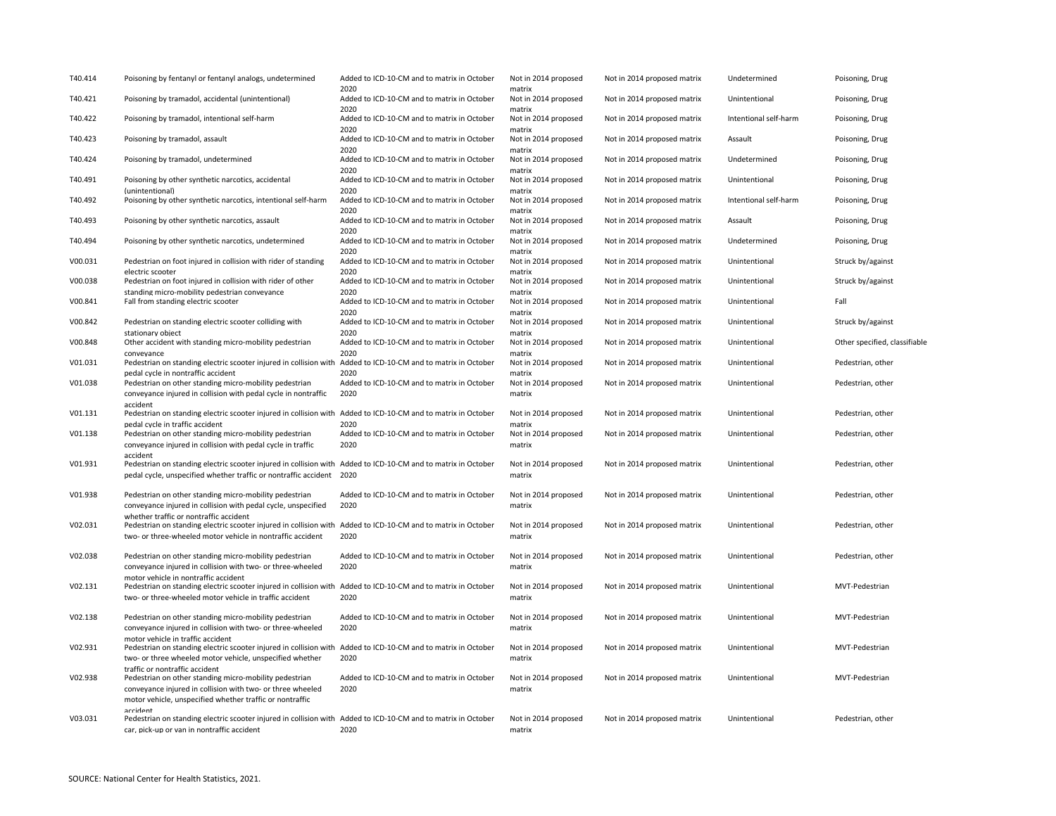| T40.414 | Poisoning by fentanyl or fentanyl analogs, undetermined | Added to ICD-10-CM and to matrix in October 2020 | Not in 2014 proposed matrix | Not in 2014 proposed matrix | Undetermined | Poisoning, Drug |
|---|---|---|---|---|---|---|
| T40.421 | Poisoning by tramadol, accidental (unintentional) | Added to ICD-10-CM and to matrix in October 2020 | Not in 2014 proposed matrix | Not in 2014 proposed matrix | Unintentional | Poisoning, Drug |
| T40.422 | Poisoning by tramadol, intentional self-harm | Added to ICD-10-CM and to matrix in October 2020 | Not in 2014 proposed matrix | Not in 2014 proposed matrix | Intentional self-harm | Poisoning, Drug |
| T40.423 | Poisoning by tramadol, assault | Added to ICD-10-CM and to matrix in October 2020 | Not in 2014 proposed matrix | Not in 2014 proposed matrix | Assault | Poisoning, Drug |
| T40.424 | Poisoning by tramadol, undetermined | Added to ICD-10-CM and to matrix in October 2020 | Not in 2014 proposed matrix | Not in 2014 proposed matrix | Undetermined | Poisoning, Drug |
| T40.491 | Poisoning by other synthetic narcotics, accidental (unintentional) | Added to ICD-10-CM and to matrix in October 2020 | Not in 2014 proposed matrix | Not in 2014 proposed matrix | Unintentional | Poisoning, Drug |
| T40.492 | Poisoning by other synthetic narcotics, intentional self-harm | Added to ICD-10-CM and to matrix in October 2020 | Not in 2014 proposed matrix | Not in 2014 proposed matrix | Intentional self-harm | Poisoning, Drug |
| T40.493 | Poisoning by other synthetic narcotics, assault | Added to ICD-10-CM and to matrix in October 2020 | Not in 2014 proposed matrix | Not in 2014 proposed matrix | Assault | Poisoning, Drug |
| T40.494 | Poisoning by other synthetic narcotics, undetermined | Added to ICD-10-CM and to matrix in October 2020 | Not in 2014 proposed matrix | Not in 2014 proposed matrix | Undetermined | Poisoning, Drug |
| V00.031 | Pedestrian on foot injured in collision with rider of standing electric scooter | Added to ICD-10-CM and to matrix in October 2020 | Not in 2014 proposed matrix | Not in 2014 proposed matrix | Unintentional | Struck by/against |
| V00.038 | Pedestrian on foot injured in collision with rider of other standing micro-mobility pedestrian conveyance | Added to ICD-10-CM and to matrix in October 2020 | Not in 2014 proposed matrix | Not in 2014 proposed matrix | Unintentional | Struck by/against |
| V00.841 | Fall from standing electric scooter | Added to ICD-10-CM and to matrix in October 2020 | Not in 2014 proposed matrix | Not in 2014 proposed matrix | Unintentional | Fall |
| V00.842 | Pedestrian on standing electric scooter colliding with stationary object | Added to ICD-10-CM and to matrix in October 2020 | Not in 2014 proposed matrix | Not in 2014 proposed matrix | Unintentional | Struck by/against |
| V00.848 | Other accident with standing micro-mobility pedestrian conveyance | Added to ICD-10-CM and to matrix in October 2020 | Not in 2014 proposed matrix | Not in 2014 proposed matrix | Unintentional | Other specified, classifiable |
| V01.031 | Pedestrian on standing electric scooter injured in collision with pedal cycle in nontraffic accident | Added to ICD-10-CM and to matrix in October 2020 | Not in 2014 proposed matrix | Not in 2014 proposed matrix | Unintentional | Pedestrian, other |
| V01.038 | Pedestrian on other standing micro-mobility pedestrian conveyance injured in collision with pedal cycle in nontraffic accident | Added to ICD-10-CM and to matrix in October 2020 | Not in 2014 proposed matrix | Not in 2014 proposed matrix | Unintentional | Pedestrian, other |
| V01.131 | Pedestrian on standing electric scooter injured in collision with pedal cycle in traffic accident | Added to ICD-10-CM and to matrix in October 2020 | Not in 2014 proposed matrix | Not in 2014 proposed matrix | Unintentional | Pedestrian, other |
| V01.138 | Pedestrian on other standing micro-mobility pedestrian conveyance injured in collision with pedal cycle in traffic accident | Added to ICD-10-CM and to matrix in October 2020 | Not in 2014 proposed matrix | Not in 2014 proposed matrix | Unintentional | Pedestrian, other |
| V01.931 | Pedestrian on standing electric scooter injured in collision with pedal cycle, unspecified whether traffic or nontraffic accident | Added to ICD-10-CM and to matrix in October 2020 | Not in 2014 proposed matrix | Not in 2014 proposed matrix | Unintentional | Pedestrian, other |
| V01.938 | Pedestrian on other standing micro-mobility pedestrian conveyance injured in collision with pedal cycle, unspecified whether traffic or nontraffic accident | Added to ICD-10-CM and to matrix in October 2020 | Not in 2014 proposed matrix | Not in 2014 proposed matrix | Unintentional | Pedestrian, other |
| V02.031 | Pedestrian on standing electric scooter injured in collision with two- or three-wheeled motor vehicle in nontraffic accident | Added to ICD-10-CM and to matrix in October 2020 | Not in 2014 proposed matrix | Not in 2014 proposed matrix | Unintentional | Pedestrian, other |
| V02.038 | Pedestrian on other standing micro-mobility pedestrian conveyance injured in collision with two- or three-wheeled motor vehicle in nontraffic accident | Added to ICD-10-CM and to matrix in October 2020 | Not in 2014 proposed matrix | Not in 2014 proposed matrix | Unintentional | Pedestrian, other |
| V02.131 | Pedestrian on standing electric scooter injured in collision with two- or three-wheeled motor vehicle in traffic accident | Added to ICD-10-CM and to matrix in October 2020 | Not in 2014 proposed matrix | Not in 2014 proposed matrix | Unintentional | MVT-Pedestrian |
| V02.138 | Pedestrian on other standing micro-mobility pedestrian conveyance injured in collision with two- or three-wheeled motor vehicle in traffic accident | Added to ICD-10-CM and to matrix in October 2020 | Not in 2014 proposed matrix | Not in 2014 proposed matrix | Unintentional | MVT-Pedestrian |
| V02.931 | Pedestrian on standing electric scooter injured in collision with two- or three wheeled motor vehicle, unspecified whether traffic or nontraffic accident | Added to ICD-10-CM and to matrix in October 2020 | Not in 2014 proposed matrix | Not in 2014 proposed matrix | Unintentional | MVT-Pedestrian |
| V02.938 | Pedestrian on other standing micro-mobility pedestrian conveyance injured in collision with two- or three wheeled motor vehicle, unspecified whether traffic or nontraffic accident | Added to ICD-10-CM and to matrix in October 2020 | Not in 2014 proposed matrix | Not in 2014 proposed matrix | Unintentional | MVT-Pedestrian |
| V03.031 | Pedestrian on standing electric scooter injured in collision with car, pick-up or van in nontraffic accident | Added to ICD-10-CM and to matrix in October 2020 | Not in 2014 proposed matrix | Not in 2014 proposed matrix | Unintentional | Pedestrian, other |

SOURCE: National Center for Health Statistics, 2021.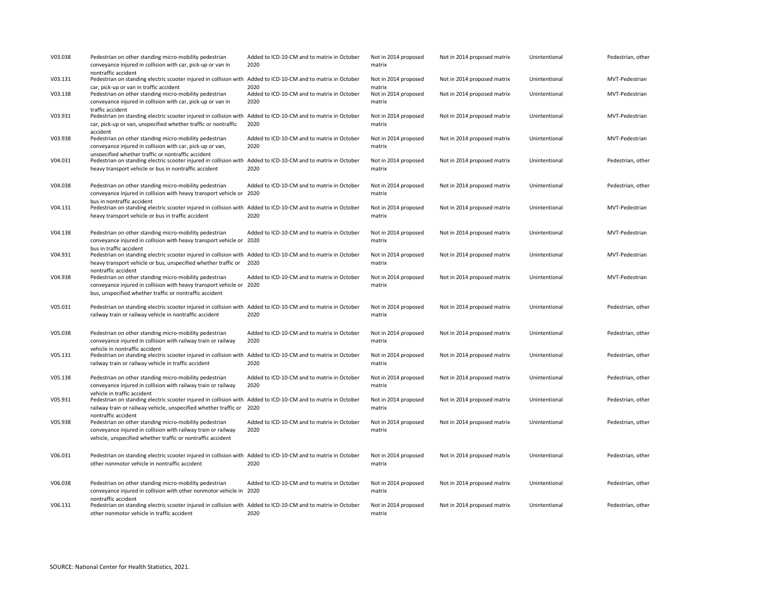| | | | | | | |
|---|---|---|---|---|---|---|
| V03.038 | Pedestrian on other standing micro-mobility pedestrian conveyance injured in collision with car, pick-up or van in nontraffic accident | Added to ICD-10-CM and to matrix in October 2020 | Not in 2014 proposed matrix | Not in 2014 proposed matrix | Unintentional | Pedestrian, other |
| V03.131 | Pedestrian on standing electric scooter injured in collision with car, pick-up or van in traffic accident | Added to ICD-10-CM and to matrix in October 2020 | Not in 2014 proposed matrix | Not in 2014 proposed matrix | Unintentional | MVT-Pedestrian |
| V03.138 | Pedestrian on other standing micro-mobility pedestrian conveyance injured in collision with car, pick-up or van in traffic accident | Added to ICD-10-CM and to matrix in October 2020 | Not in 2014 proposed matrix | Not in 2014 proposed matrix | Unintentional | MVT-Pedestrian |
| V03.931 | Pedestrian on standing electric scooter injured in collision with car, pick-up or van, unspecified whether traffic or nontraffic accident | Added to ICD-10-CM and to matrix in October 2020 | Not in 2014 proposed matrix | Not in 2014 proposed matrix | Unintentional | MVT-Pedestrian |
| V03.938 | Pedestrian on other standing micro-mobility pedestrian conveyance injured in collision with car, pick-up or van, unspecified whether traffic or nontraffic accident | Added to ICD-10-CM and to matrix in October 2020 | Not in 2014 proposed matrix | Not in 2014 proposed matrix | Unintentional | MVT-Pedestrian |
| V04.031 | Pedestrian on standing electric scooter injured in collision with heavy transport vehicle or bus in nontraffic accident | Added to ICD-10-CM and to matrix in October 2020 | Not in 2014 proposed matrix | Not in 2014 proposed matrix | Unintentional | Pedestrian, other |
| V04.038 | Pedestrian on other standing micro-mobility pedestrian conveyance injured in collision with heavy transport vehicle or bus in nontraffic accident | Added to ICD-10-CM and to matrix in October 2020 | Not in 2014 proposed matrix | Not in 2014 proposed matrix | Unintentional | Pedestrian, other |
| V04.131 | Pedestrian on standing electric scooter injured in collision with heavy transport vehicle or bus in traffic accident | Added to ICD-10-CM and to matrix in October 2020 | Not in 2014 proposed matrix | Not in 2014 proposed matrix | Unintentional | MVT-Pedestrian |
| V04.138 | Pedestrian on other standing micro-mobility pedestrian conveyance injured in collision with heavy transport vehicle or bus in traffic accident | Added to ICD-10-CM and to matrix in October 2020 | Not in 2014 proposed matrix | Not in 2014 proposed matrix | Unintentional | MVT-Pedestrian |
| V04.931 | Pedestrian on standing electric scooter injured in collision with heavy transport vehicle or bus, unspecified whether traffic or nontraffic accident | Added to ICD-10-CM and to matrix in October 2020 | Not in 2014 proposed matrix | Not in 2014 proposed matrix | Unintentional | MVT-Pedestrian |
| V04.938 | Pedestrian on other standing micro-mobility pedestrian conveyance injured in collision with heavy transport vehicle or bus, unspecified whether traffic or nontraffic accident | Added to ICD-10-CM and to matrix in October 2020 | Not in 2014 proposed matrix | Not in 2014 proposed matrix | Unintentional | MVT-Pedestrian |
| V05.031 | Pedestrian on standing electric scooter injured in collision with railway train or railway vehicle in nontraffic accident | Added to ICD-10-CM and to matrix in October 2020 | Not in 2014 proposed matrix | Not in 2014 proposed matrix | Unintentional | Pedestrian, other |
| V05.038 | Pedestrian on other standing micro-mobility pedestrian conveyance injured in collision with railway train or railway vehicle in nontraffic accident | Added to ICD-10-CM and to matrix in October 2020 | Not in 2014 proposed matrix | Not in 2014 proposed matrix | Unintentional | Pedestrian, other |
| V05.131 | Pedestrian on standing electric scooter injured in collision with railway train or railway vehicle in traffic accident | Added to ICD-10-CM and to matrix in October 2020 | Not in 2014 proposed matrix | Not in 2014 proposed matrix | Unintentional | Pedestrian, other |
| V05.138 | Pedestrian on other standing micro-mobility pedestrian conveyance injured in collision with railway train or railway vehicle in traffic accident | Added to ICD-10-CM and to matrix in October 2020 | Not in 2014 proposed matrix | Not in 2014 proposed matrix | Unintentional | Pedestrian, other |
| V05.931 | Pedestrian on standing electric scooter injured in collision with railway train or railway vehicle, unspecified whether traffic or nontraffic accident | Added to ICD-10-CM and to matrix in October 2020 | Not in 2014 proposed matrix | Not in 2014 proposed matrix | Unintentional | Pedestrian, other |
| V05.938 | Pedestrian on other standing micro-mobility pedestrian conveyance injured in collision with railway train or railway vehicle, unspecified whether traffic or nontraffic accident | Added to ICD-10-CM and to matrix in October 2020 | Not in 2014 proposed matrix | Not in 2014 proposed matrix | Unintentional | Pedestrian, other |
| V06.031 | Pedestrian on standing electric scooter injured in collision with other nonmotor vehicle in nontraffic accident | Added to ICD-10-CM and to matrix in October 2020 | Not in 2014 proposed matrix | Not in 2014 proposed matrix | Unintentional | Pedestrian, other |
| V06.038 | Pedestrian on other standing micro-mobility pedestrian conveyance injured in collision with other nonmotor vehicle in nontraffic accident | Added to ICD-10-CM and to matrix in October 2020 | Not in 2014 proposed matrix | Not in 2014 proposed matrix | Unintentional | Pedestrian, other |
| V06.131 | Pedestrian on standing electric scooter injured in collision with other nonmotor vehicle in traffic accident | Added to ICD-10-CM and to matrix in October 2020 | Not in 2014 proposed matrix | Not in 2014 proposed matrix | Unintentional | Pedestrian, other |

SOURCE: National Center for Health Statistics, 2021.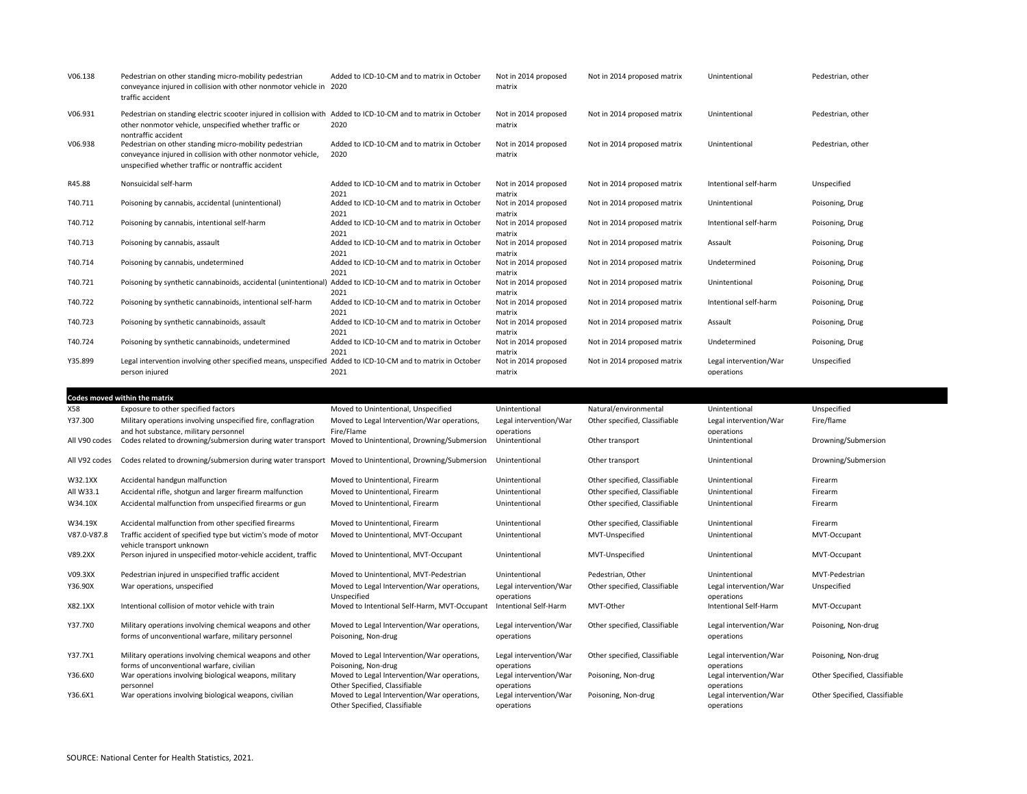| | | | | | | |
|---|---|---|---|---|---|---|
| V06.138 | Pedestrian on other standing micro-mobility pedestrian conveyance injured in collision with other nonmotor vehicle in traffic accident | Added to ICD-10-CM and to matrix in October 2020 | Not in 2014 proposed matrix | Not in 2014 proposed matrix | Unintentional | Pedestrian, other |
| V06.931 | Pedestrian on standing electric scooter injured in collision with other nonmotor vehicle, unspecified whether traffic or nontraffic accident | Added to ICD-10-CM and to matrix in October 2020 | Not in 2014 proposed matrix | Not in 2014 proposed matrix | Unintentional | Pedestrian, other |
| V06.938 | Pedestrian on other standing micro-mobility pedestrian conveyance injured in collision with other nonmotor vehicle, unspecified whether traffic or nontraffic accident | Added to ICD-10-CM and to matrix in October 2020 | Not in 2014 proposed matrix | Not in 2014 proposed matrix | Unintentional | Pedestrian, other |
| R45.88 | Nonsuicidal self-harm | Added to ICD-10-CM and to matrix in October 2021 | Not in 2014 proposed matrix | Not in 2014 proposed matrix | Intentional self-harm | Unspecified |
| T40.711 | Poisoning by cannabis, accidental (unintentional) | Added to ICD-10-CM and to matrix in October 2021 | Not in 2014 proposed matrix | Not in 2014 proposed matrix | Unintentional | Poisoning, Drug |
| T40.712 | Poisoning by cannabis, intentional self-harm | Added to ICD-10-CM and to matrix in October 2021 | Not in 2014 proposed matrix | Not in 2014 proposed matrix | Intentional self-harm | Poisoning, Drug |
| T40.713 | Poisoning by cannabis, assault | Added to ICD-10-CM and to matrix in October 2021 | Not in 2014 proposed matrix | Not in 2014 proposed matrix | Assault | Poisoning, Drug |
| T40.714 | Poisoning by cannabis, undetermined | Added to ICD-10-CM and to matrix in October 2021 | Not in 2014 proposed matrix | Not in 2014 proposed matrix | Undetermined | Poisoning, Drug |
| T40.721 | Poisoning by synthetic cannabinoids, accidental (unintentional) | Added to ICD-10-CM and to matrix in October 2021 | Not in 2014 proposed matrix | Not in 2014 proposed matrix | Unintentional | Poisoning, Drug |
| T40.722 | Poisoning by synthetic cannabinoids, intentional self-harm | Added to ICD-10-CM and to matrix in October 2021 | Not in 2014 proposed matrix | Not in 2014 proposed matrix | Intentional self-harm | Poisoning, Drug |
| T40.723 | Poisoning by synthetic cannabinoids, assault | Added to ICD-10-CM and to matrix in October 2021 | Not in 2014 proposed matrix | Not in 2014 proposed matrix | Assault | Poisoning, Drug |
| T40.724 | Poisoning by synthetic cannabinoids, undetermined | Added to ICD-10-CM and to matrix in October 2021 | Not in 2014 proposed matrix | Not in 2014 proposed matrix | Undetermined | Poisoning, Drug |
| Y35.899 | Legal intervention involving other specified means, unspecified person injured | Added to ICD-10-CM and to matrix in October 2021 | Not in 2014 proposed matrix | Not in 2014 proposed matrix | Legal intervention/War operations | Unspecified |
| **Codes moved within the matrix** | | | | | | |
| X58 | Exposure to other specified factors | Moved to Unintentional, Unspecified | Unintentional | Natural/environmental | Unintentional | Unspecified |
| Y37.300 | Military operations involving unspecified fire, conflagration and hot substance, military personnel | Moved to Legal Intervention/War operations, Fire/Flame | Legal intervention/War operations | Other specified, Classifiable | Legal intervention/War operations | Fire/flame |
| All V90 codes | Codes related to drowning/submersion during water transport | Moved to Unintentional, Drowning/Submersion | Unintentional | Other transport | Unintentional | Drowning/Submersion |
| All V92 codes | Codes related to drowning/submersion during water transport | Moved to Unintentional, Drowning/Submersion | Unintentional | Other transport | Unintentional | Drowning/Submersion |
| W32.1XX | Accidental handgun malfunction | Moved to Unintentional, Firearm | Unintentional | Other specified, Classifiable | Unintentional | Firearm |
| All W33.1 | Accidental rifle, shotgun and larger firearm malfunction | Moved to Unintentional, Firearm | Unintentional | Other specified, Classifiable | Unintentional | Firearm |
| W34.10X | Accidental malfunction from unspecified firearms or gun | Moved to Unintentional, Firearm | Unintentional | Other specified, Classifiable | Unintentional | Firearm |
| W34.19X | Accidental malfunction from other specified firearms | Moved to Unintentional, Firearm | Unintentional | Other specified, Classifiable | Unintentional | Firearm |
| V87.0-V87.8 | Traffic accident of specified type but victim's mode of motor vehicle transport unknown | Moved to Unintentional, MVT-Occupant | Unintentional | MVT-Unspecified | Unintentional | MVT-Occupant |
| V89.2XX | Person injured in unspecified motor-vehicle accident, traffic | Moved to Unintentional, MVT-Occupant | Unintentional | MVT-Unspecified | Unintentional | MVT-Occupant |
| V09.3XX | Pedestrian injured in unspecified traffic accident | Moved to Unintentional, MVT-Pedestrian | Unintentional | Pedestrian, Other | Unintentional | MVT-Pedestrian |
| Y36.90X | War operations, unspecified | Moved to Legal Intervention/War operations, Unspecified | Legal intervention/War operations | Other specified, Classifiable | Legal intervention/War operations | Unspecified |
| X82.1XX | Intentional collision of motor vehicle with train | Moved to Intentional Self-Harm, MVT-Occupant | Intentional Self-Harm | MVT-Other | Intentional Self-Harm | MVT-Occupant |
| Y37.7X0 | Military operations involving chemical weapons and other forms of unconventional warfare, military personnel | Moved to Legal Intervention/War operations, Poisoning, Non-drug | Legal intervention/War operations | Other specified, Classifiable | Legal intervention/War operations | Poisoning, Non-drug |
| Y37.7X1 | Military operations involving chemical weapons and other forms of unconventional warfare, civilian | Moved to Legal Intervention/War operations, Poisoning, Non-drug | Legal intervention/War operations | Other specified, Classifiable | Legal intervention/War operations | Poisoning, Non-drug |
| Y36.6X0 | War operations involving biological weapons, military personnel | Moved to Legal Intervention/War operations, Other Specified, Classifiable | Legal intervention/War operations | Poisoning, Non-drug | Legal intervention/War operations | Other Specified, Classifiable |
| Y36.6X1 | War operations involving biological weapons, civilian | Moved to Legal Intervention/War operations, Other Specified, Classifiable | Legal intervention/War operations | Poisoning, Non-drug | Legal intervention/War operations | Other Specified, Classifiable |

SOURCE: National Center for Health Statistics, 2021.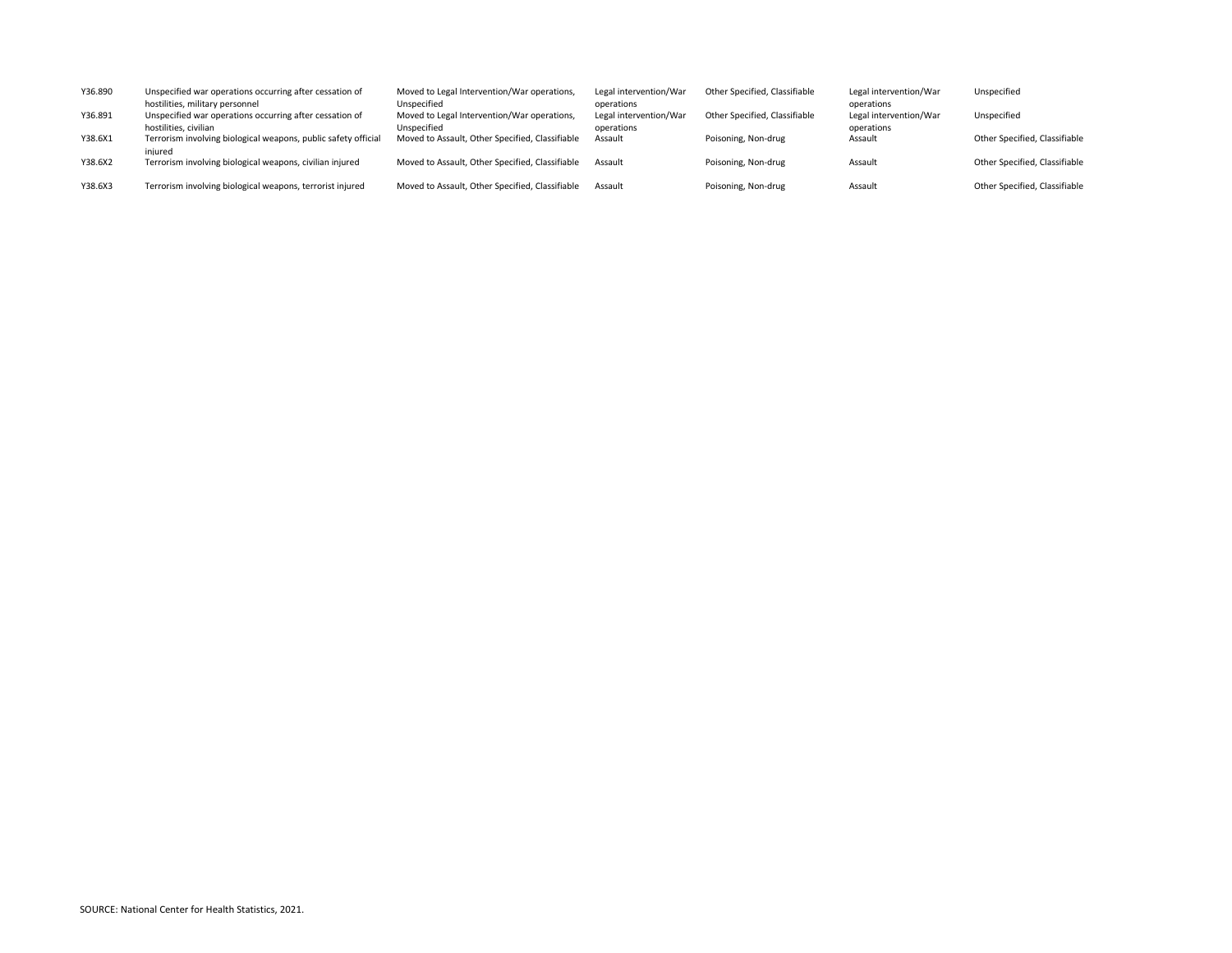| | | | | | | |
|---|---|---|---|---|---|---|
| Y36.890 | Unspecified war operations occurring after cessation of hostilities, military personnel | Moved to Legal Intervention/War operations, Unspecified | Legal intervention/War operations | Other Specified, Classifiable | Legal intervention/War operations | Unspecified |
| Y36.891 | Unspecified war operations occurring after cessation of hostilities, civilian | Moved to Legal Intervention/War operations, Unspecified | Legal intervention/War operations | Other Specified, Classifiable | Legal intervention/War operations | Unspecified |
| Y38.6X1 | Terrorism involving biological weapons, public safety official injured | Moved to Assault, Other Specified, Classifiable | Assault | Poisoning, Non-drug | Assault | Other Specified, Classifiable |
| Y38.6X2 | Terrorism involving biological weapons, civilian injured | Moved to Assault, Other Specified, Classifiable | Assault | Poisoning, Non-drug | Assault | Other Specified, Classifiable |
| Y38.6X3 | Terrorism involving biological weapons, terrorist injured | Moved to Assault, Other Specified, Classifiable | Assault | Poisoning, Non-drug | Assault | Other Specified, Classifiable |

SOURCE: National Center for Health Statistics, 2021.